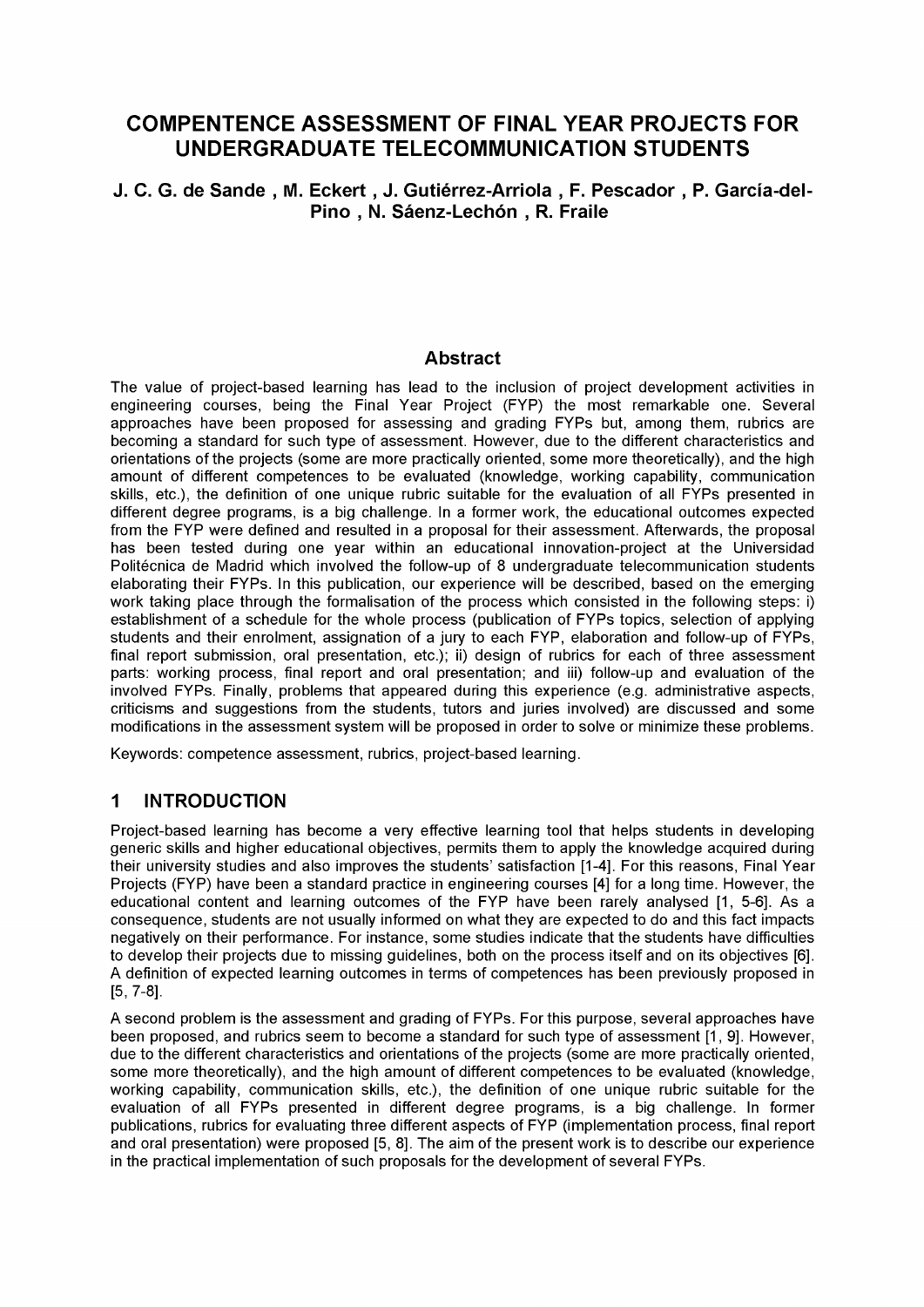# COMPENTENCE ASSESSMENT OF FINAL YEAR PROJECTS FOR UNDERGRADUATE TELECOMMUNICATION STUDENTS

**J. C. G. de Sande , M. Eckert , J. Gutiérrez-Arriola , F. Pescador , P. García-del-Pino , N. Sáenz-Lechón , R. Fraile**

## Abstract

The value of project-based learning has lead to the inclusion of project development activities in engineering courses, being the Final Year Project (FYP) the most remarkable one. Several approaches have been proposed for assessing and grading FYPs but, among them, rubrics are becoming a standard for such type of assessment. However, due to the different characteristics and orientations of the projects (some are more practically oriented, some more theoretically), and the high amount of different competences to be evaluated (knowledge, working capability, communication skills, etc.), the definition of one unique rubric suitable for the evaluation of all FYPs presented in different degree programs, is a big challenge. In a former work, the educational outcomes expected from the FYP were defined and resulted in a proposal for their assessment. Afterwards, the proposal has been tested during one year within an educational innovation-project at the Universidad Politécnica de Madrid which involved the follow-up of 8 undergraduate telecommunication students elaborating their FYPs. In this publication, our experience will be described, based on the emerging work taking place through the formalisation of the process which consisted in the following steps: i) establishment of a schedule for the whole process (publication of FYPs topics, selection of applying students and their enrolment, assignation of a jury to each FYP, elaboration and follow-up of FYPs, final report submission, oral presentation, etc.); ii) design of rubrics for each of three assessment parts: working process, final report and oral presentation; and iii) follow-up and evaluation of the involved FYPs. Finally, problems that appeared during this experience (e.g. administrative aspects, criticisms and suggestions from the students, tutors and juries involved) are discussed and some modifications in the assessment system will be proposed in order to solve or minimize these problems.

Keywords: competence assessment, rubrics, project-based learning.

## 1 INTRODUCTION

Project-based learning has become a very effective learning tool that helps students in developing generic skills and higher educational objectives, permits them to apply the knowledge acquired during their university studies and also improves the students' satisfaction [1-4]. For this reasons, Final Year Projects (FYP) have been a standard practice in engineering courses [4] for a long time. However, the educational content and learning outcomes of the FYP have been rarely analysed [1, 5-6]. As a consequence, students are not usually informed on what they are expected to do and this fact impacts negatively on their performance. For instance, some studies indicate that the students have difficulties to develop their projects due to missing guidelines, both on the process itself and on its objectives [6]. A definition of expected learning outcomes in terms of competences has been previously proposed in [5, 7-8].

A second problem is the assessment and grading of FYPs. For this purpose, several approaches have been proposed, and rubrics seem to become a standard for such type of assessment [1, 9]. However, due to the different characteristics and orientations of the projects (some are more practically oriented, some more theoretically), and the high amount of different competences to be evaluated (knowledge, working capability, communication skills, etc.), the definition of one unique rubric suitable for the evaluation of all FYPs presented in different degree programs, is a big challenge. In former publications, rubrics for evaluating three different aspects of FYP (implementation process, final report and oral presentation) were proposed [5, 8]. The aim of the present work is to describe our experience in the practical implementation of such proposals for the development of several FYPs.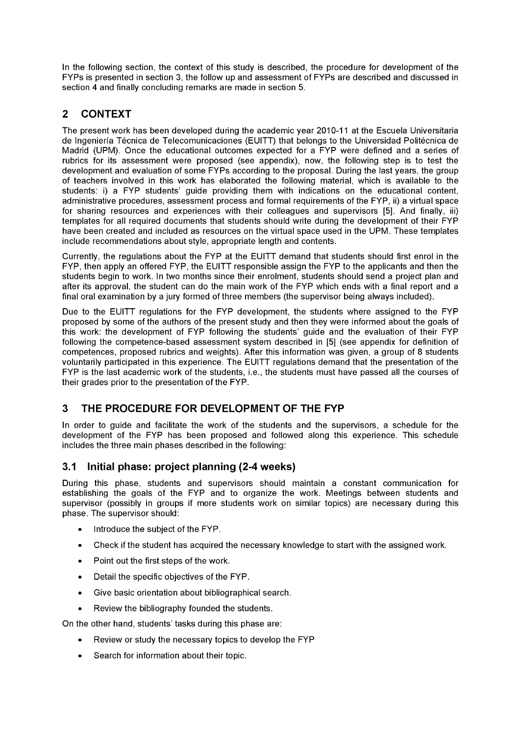In the following section, the context of this study is described, the procedure for development of the FYPs is presented in section 3, the follow up and assessment of FYPs are described and discussed in section 4 and finally concluding remarks are made in section 5.

## 2 CONTEXT

The present work has been developed during the academic year 2010-11 at the Escuela Universitaria de Ingeniería Técnica de Telecomunicaciones (EUITT) that belongs to the Universidad Politécnica de Madrid (UPM). Once the educational outcomes expected for a FYP were defined and a series of rubrics for its assessment were proposed (see appendix), now, the following step is to test the development and evaluation of some FYPs according to the proposal. During the last years, the group of teachers involved in this work has elaborated the following material, which is available to the students: i) a FYP students' guide providing them with indications on the educational content, administrative procedures, assessment process and formal requirements of the FYP, ii) a virtual space for sharing resources and experiences with their colleagues and supervisors [5]. And finally, iii) templates for all required documents that students should write during the development of their FYP have been created and included as resources on the virtual space used in the UPM. These templates include recommendations about style, appropriate length and contents.

Currently, the regulations about the FYP at the EUITT demand that students should first enrol in the FYP, then apply an offered FYP, the EUITT responsible assign the FYP to the applicants and then the students begin to work. In two months since their enrolment, students should send a project plan and after its approval, the student can do the main work of the FYP which ends with a final report and a final oral examination by a jury formed of three members (the supervisor being always included).

Due to the EUITT regulations for the FYP development, the students where assigned to the FYP proposed by some of the authors of the present study and then they were informed about the goals of this work: the development of FYP following the students' guide and the evaluation of their FYP following the competence-based assessment system described in [5] (see appendix for definition of competences, proposed rubrics and weights). After this information was given, a group of 8 students voluntarily participated in this experience. The EUITT regulations demand that the presentation of the FYP is the last academic work of the students, i.e., the students must have passed all the courses of their grades prior to the presentation of the FYP.

## 3 THE PROCEDURE FOR DEVELOPMENT OF THE FYP

In order to guide and facilitate the work of the students and the supervisors, a schedule for the development of the FYP has been proposed and followed along this experience. This schedule includes the three main phases described in the following:

### 3.1 Initial phase: project planning (2-4 weeks)

During this phase, students and supervisors should maintain a constant communication for establishing the goals of the FYP and to organize the work. Meetings between students and supervisor (possibly in groups if more students work on similar topics) are necessary during this phase. The supervisor should:

- Introduce the subject of the FYP.
- Check if the student has acquired the necessary knowledge to start with the assigned work.
- Point out the first steps of the work.
- Detail the specific objectives of the FYP.
- Give basic orientation about bibliographical search.
- Review the bibliography founded the students.

On the other hand, students' tasks during this phase are:

- Review or study the necessary topics to develop the FYP
- Search for information about their topic.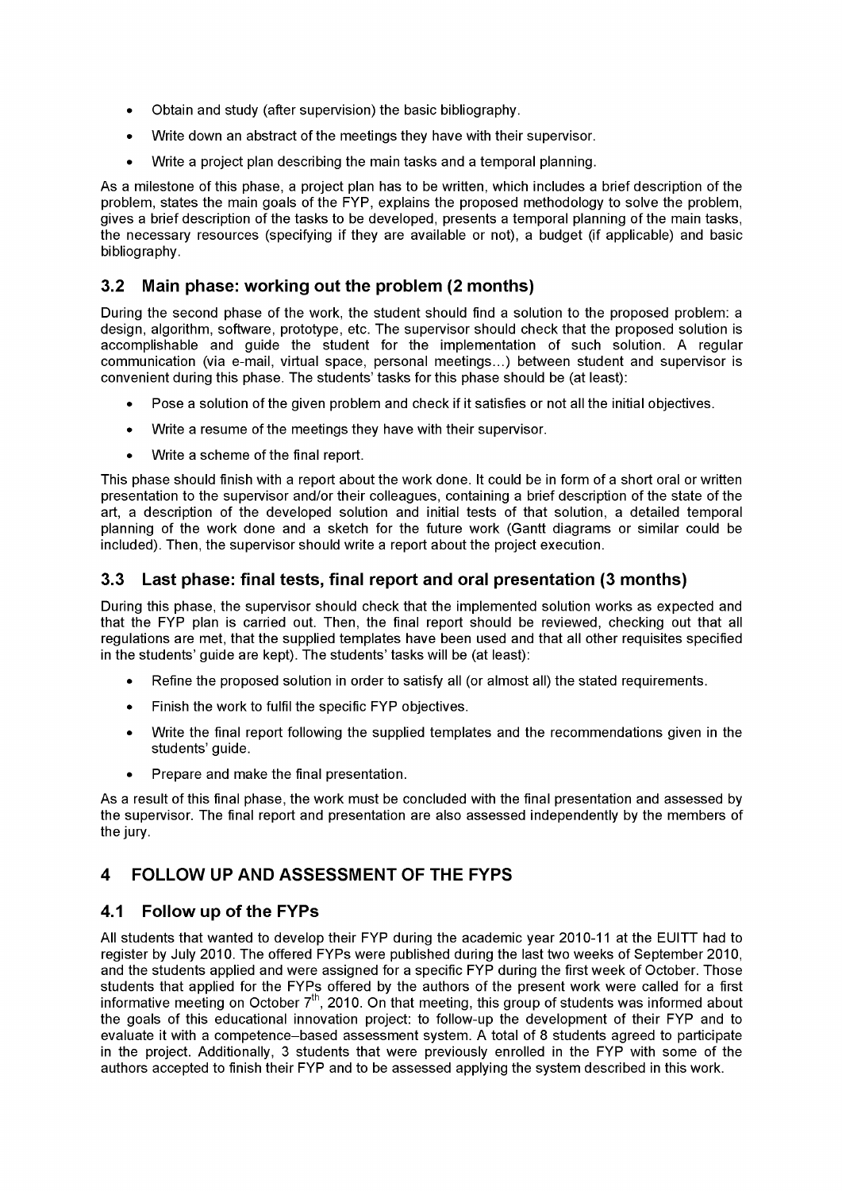- Obtain and study (after supervision) the basic bibliography.
- Write down an abstract of the meetings they have with their supervisor.
- Write a project plan describing the main tasks and a temporal planning.

As a milestone of this phase, a project plan has to be written, which includes a brief description of the problem, states the main goals of the FYP, explains the proposed methodology to solve the problem, gives a brief description of the tasks to be developed, presents a temporal planning of the main tasks, the necessary resources (specifying if they are available or not), a budget (if applicable) and basic bibliography.

### 3.2 Main phase: working out the problem (2 months)

During the second phase of the work, the student should find a solution to the proposed problem: a design, algorithm, software, prototype, etc. The supervisor should check that the proposed solution is accomplishable and guide the student for the implementation of such solution. A regular communication (via e-mail, virtual space, personal meetings…) between student and supervisor is convenient during this phase. The students' tasks for this phase should be (at least):

- Pose a solution of the given problem and check if it satisfies or not all the initial objectives.
- Write a resume of the meetings they have with their supervisor.
- Write a scheme of the final report.

This phase should finish with a report about the work done. It could be in form of a short oral or written presentation to the supervisor and/or their colleagues, containing a brief description of the state of the art, a description of the developed solution and initial tests of that solution, a detailed temporal planning of the work done and a sketch for the future work (Gantt diagrams or similar could be included). Then, the supervisor should write a report about the project execution.

### 3.3 Last phase: final tests, final report and oral presentation (3 months)

During this phase, the supervisor should check that the implemented solution works as expected and that the FYP plan is carried out. Then, the final report should be reviewed, checking out that all regulations are met, that the supplied templates have been used and that all other requisites specified in the students' guide are kept). The students' tasks will be (at least):

- Refine the proposed solution in order to satisfy all (or almost all) the stated requirements.
- Finish the work to fulfil the specific FYP objectives.
- Write the final report following the supplied templates and the recommendations given in the students' guide.
- Prepare and make the final presentation.

As a result of this final phase, the work must be concluded with the final presentation and assessed by the supervisor. The final report and presentation are also assessed independently by the members of the jury.

## 4 FOLLOW UP AND ASSESSMENT OF THE FYPS

### 4.1 Follow up of the FYPs

All students that wanted to develop their FYP during the academic year 2010-11 at the EUITT had to register by July 2010. The offered FYPs were published during the last two weeks of September 2010, and the students applied and were assigned for a specific FYP during the first week of October. Those students that applied for the FYPs offered by the authors of the present work were called for a first informative meeting on October 7th, 2010. On that meeting, this group of students was informed about the goals of this educational innovation project: to follow-up the development of their FYP and to evaluate it with a competence–based assessment system. A total of 8 students agreed to participate in the project. Additionally, 3 students that were previously enrolled in the FYP with some of the authors accepted to finish their FYP and to be assessed applying the system described in this work.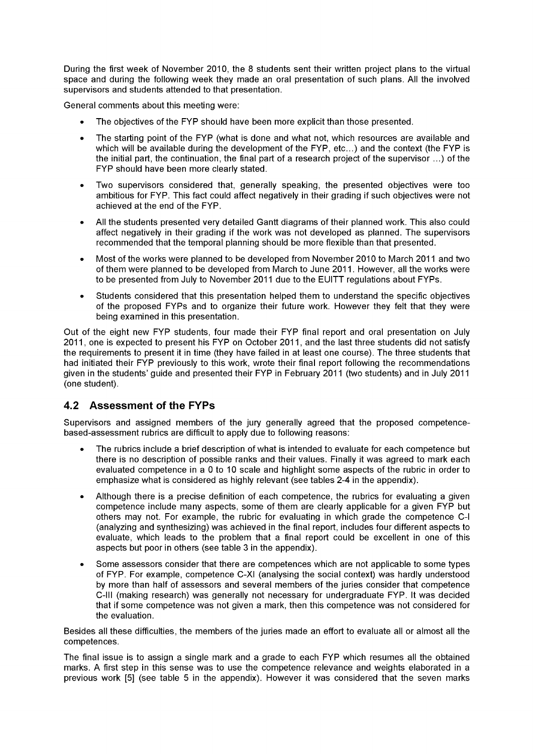During the first week of November 2010, the 8 students sent their written project plans to the virtual space and during the following week they made an oral presentation of such plans. All the involved supervisors and students attended to that presentation.

General comments about this meeting were:

- The objectives of the FYP should have been more explicit than those presented.
- The starting point of the FYP (what is done and what not, which resources are available and which will be available during the development of the FYP, etc…) and the context (the FYP is the initial part, the continuation, the final part of a research project of the supervisor …) of the FYP should have been more clearly stated.
- Two supervisors considered that, generally speaking, the presented objectives were too ambitious for FYP. This fact could affect negatively in their grading if such objectives were not achieved at the end of the FYP.
- All the students presented very detailed Gantt diagrams of their planned work. This also could affect negatively in their grading if the work was not developed as planned. The supervisors recommended that the temporal planning should be more flexible than that presented.
- Most of the works were planned to be developed from November 2010 to March 2011 and two of them were planned to be developed from March to June 2011. However, all the works were to be presented from July to November 2011 due to the EUITT regulations about FYPs.
- Students considered that this presentation helped them to understand the specific objectives of the proposed FYPs and to organize their future work. However they felt that they were being examined in this presentation.

Out of the eight new FYP students, four made their FYP final report and oral presentation on July 2011, one is expected to present his FYP on October 2011, and the last three students did not satisfy the requirements to present it in time (they have failed in at least one course). The three students that had initiated their FYP previously to this work, wrote their final report following the recommendations given in the students' guide and presented their FYP in February 2011 (two students) and in July 2011 (one student).

## 4.2 Assessment of the FYPs

Supervisors and assigned members of the jury generally agreed that the proposed competence-based-assessment rubrics are difficult to apply due to following reasons:

- The rubrics include a brief description of what is intended to evaluate for each competence but there is no description of possible ranks and their values. Finally it was agreed to mark each evaluated competence in a 0 to 10 scale and highlight some aspects of the rubric in order to emphasize what is considered as highly relevant (see tables 2-4 in the appendix).
- Although there is a precise definition of each competence, the rubrics for evaluating a given competence include many aspects, some of them are clearly applicable for a given FYP but others may not. For example, the rubric for evaluating in which grade the competence C-I (analyzing and synthesizing) was achieved in the final report, includes four different aspects to evaluate, which leads to the problem that a final report could be excellent in one of this aspects but poor in others (see table 3 in the appendix).
- Some assessors consider that there are competences which are not applicable to some types of FYP. For example, competence C-XI (analysing the social context) was hardly understood by more than half of assessors and several members of the juries consider that competence C-III (making research) was generally not necessary for undergraduate FYP. It was decided that if some competence was not given a mark, then this competence was not considered for the evaluation.

Besides all these difficulties, the members of the juries made an effort to evaluate all or almost all the competences.

The final issue is to assign a single mark and a grade to each FYP which resumes all the obtained marks. A first step in this sense was to use the competence relevance and weights elaborated in a previous work [5] (see table 5 in the appendix). However it was considered that the seven marks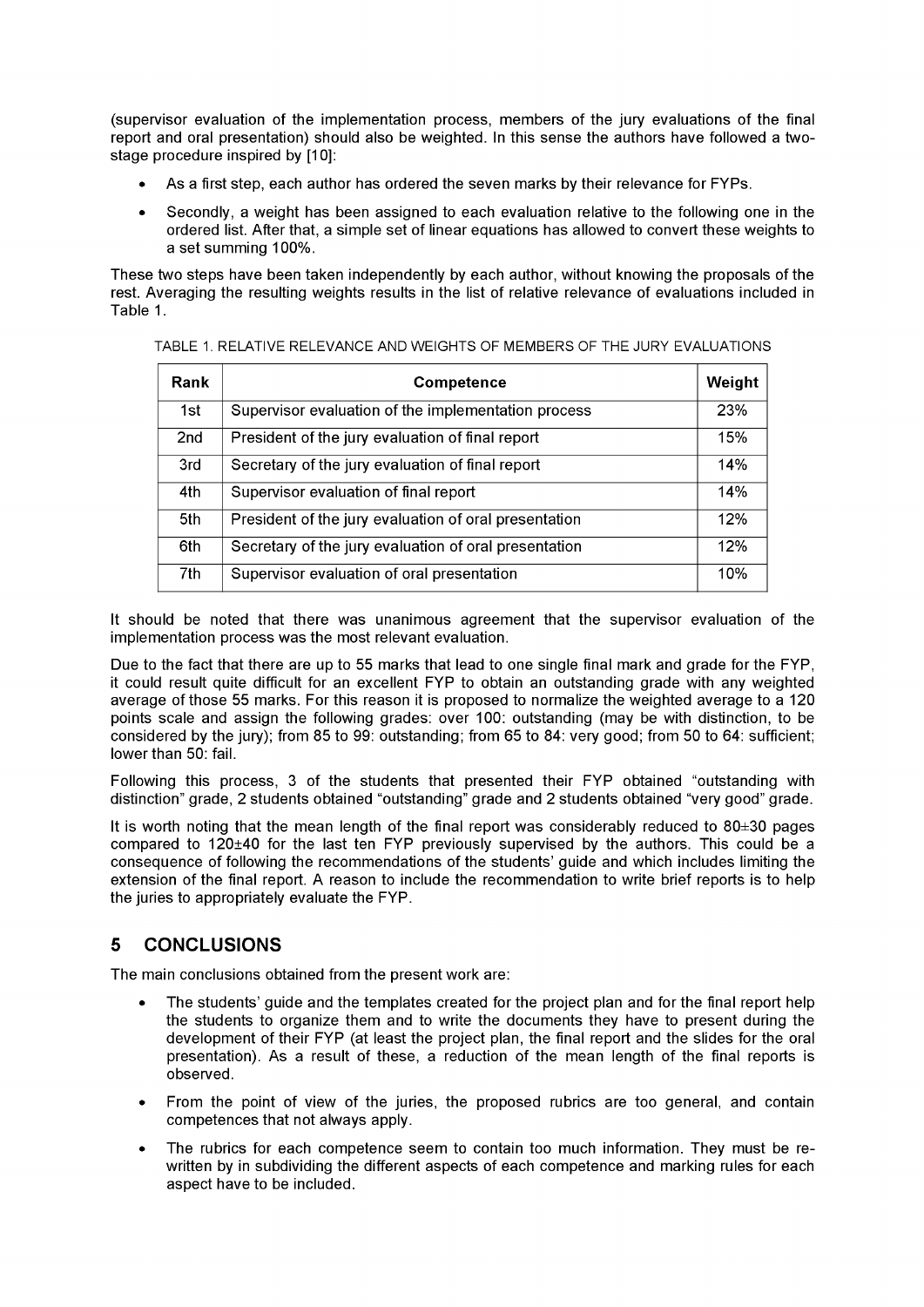(supervisor evaluation of the implementation process, members of the jury evaluations of the final report and oral presentation) should also be weighted. In this sense the authors have followed a two-stage procedure inspired by [10]:

- As a first step, each author has ordered the seven marks by their relevance for FYPs.
- Secondly, a weight has been assigned to each evaluation relative to the following one in the ordered list. After that, a simple set of linear equations has allowed to convert these weights to a set summing 100%.

These two steps have been taken independently by each author, without knowing the proposals of the rest. Averaging the resulting weights results in the list of relative relevance of evaluations included in Table 1.

TABLE 1. RELATIVE RELEVANCE AND WEIGHTS OF MEMBERS OF THE JURY EVALUATIONS

| Rank | Competence | Weight |
|---|---|---|
| 1st | Supervisor evaluation of the implementation process | 23% |
| 2nd | President of the jury evaluation of final report | 15% |
| 3rd | Secretary of the jury evaluation of final report | 14% |
| 4th | Supervisor evaluation of final report | 14% |
| 5th | President of the jury evaluation of oral presentation | 12% |
| 6th | Secretary of the jury evaluation of oral presentation | 12% |
| 7th | Supervisor evaluation of oral presentation | 10% |

It should be noted that there was unanimous agreement that the supervisor evaluation of the implementation process was the most relevant evaluation.

Due to the fact that there are up to 55 marks that lead to one single final mark and grade for the FYP, it could result quite difficult for an excellent FYP to obtain an outstanding grade with any weighted average of those 55 marks. For this reason it is proposed to normalize the weighted average to a 120 points scale and assign the following grades: over 100: outstanding (may be with distinction, to be considered by the jury); from 85 to 99: outstanding; from 65 to 84: very good; from 50 to 64: sufficient; lower than 50: fail.

Following this process, 3 of the students that presented their FYP obtained "outstanding with distinction" grade, 2 students obtained "outstanding" grade and 2 students obtained "very good" grade.

It is worth noting that the mean length of the final report was considerably reduced to 80±30 pages compared to 120±40 for the last ten FYP previously supervised by the authors. This could be a consequence of following the recommendations of the students' guide and which includes limiting the extension of the final report. A reason to include the recommendation to write brief reports is to help the juries to appropriately evaluate the FYP.

## 5 CONCLUSIONS

The main conclusions obtained from the present work are:

- The students' guide and the templates created for the project plan and for the final report help the students to organize them and to write the documents they have to present during the development of their FYP (at least the project plan, the final report and the slides for the oral presentation). As a result of these, a reduction of the mean length of the final reports is observed.
- From the point of view of the juries, the proposed rubrics are too general, and contain competences that not always apply.
- The rubrics for each competence seem to contain too much information. They must be re-written by in subdividing the different aspects of each competence and marking rules for each aspect have to be included.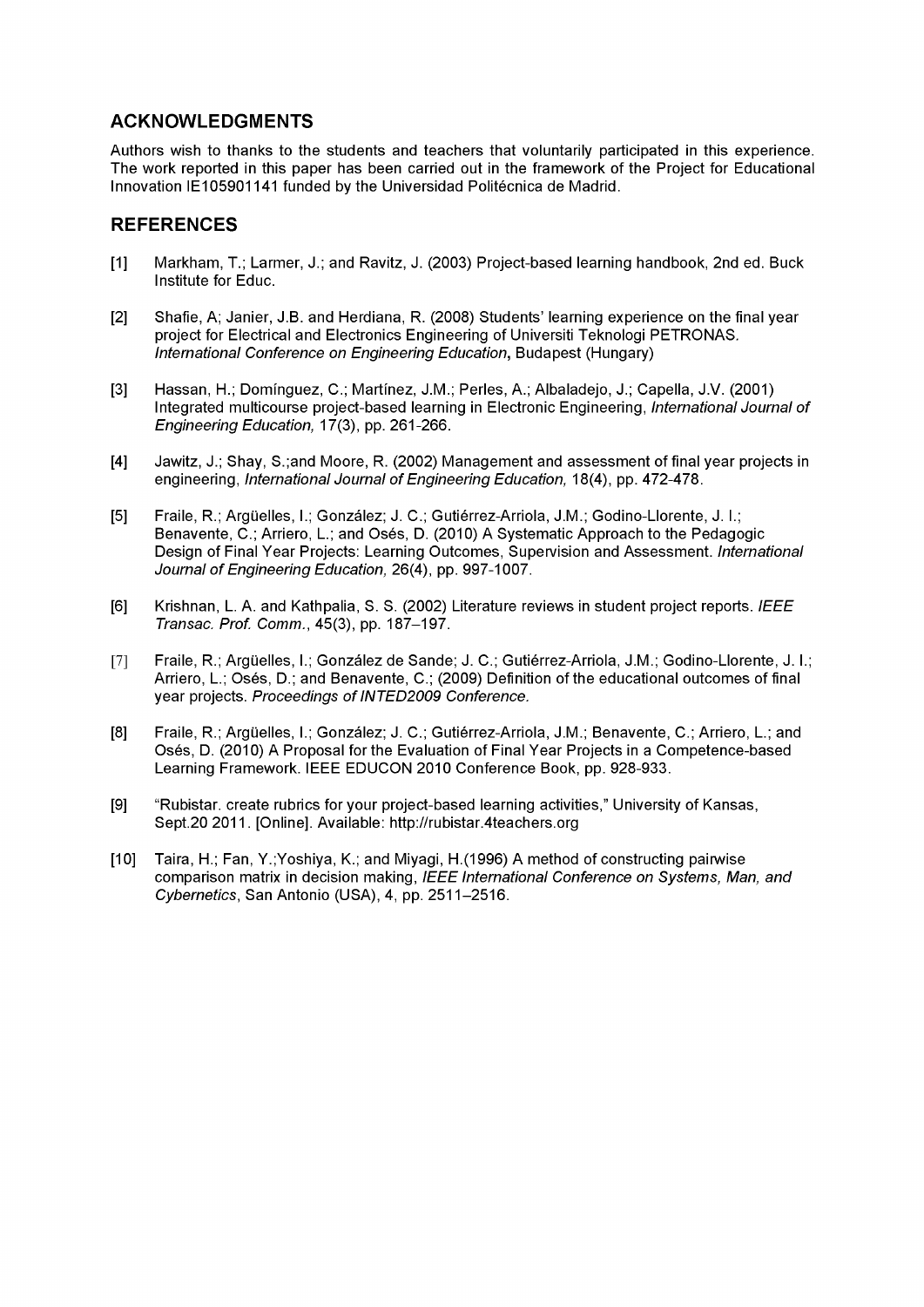## ACKNOWLEDGMENTS

Authors wish to thanks to the students and teachers that voluntarily participated in this experience. The work reported in this paper has been carried out in the framework of the Project for Educational Innovation IE105901141 funded by the Universidad Politécnica de Madrid.

## REFERENCES

[1] Markham, T.; Larmer, J.; and Ravitz, J. (2003) Project-based learning handbook, 2nd ed. Buck Institute for Educ.

[2] Shafie, A; Janier, J.B. and Herdiana, R. (2008) Students' learning experience on the final year project for Electrical and Electronics Engineering of Universiti Teknologi PETRONAS. *International Conference on Engineering Education*, Budapest (Hungary)

[3] Hassan, H.; Domínguez, C.; Martínez, J.M.; Perles, A.; Albaladejo, J.; Capella, J.V. (2001) Integrated multicourse project-based learning in Electronic Engineering, *International Journal of Engineering Education,* 17(3), pp. 261-266.

[4] Jawitz, J.; Shay, S.;and Moore, R. (2002) Management and assessment of final year projects in engineering, *International Journal of Engineering Education,* 18(4), pp. 472-478.

[5] Fraile, R.; Argüelles, I.; González; J. C.; Gutiérrez-Arriola, J.M.; Godino-Llorente, J. I.; Benavente, C.; Arriero, L.; and Osés, D. (2010) A Systematic Approach to the Pedagogic Design of Final Year Projects: Learning Outcomes, Supervision and Assessment. *International Journal of Engineering Education,* 26(4), pp. 997-1007.

[6] Krishnan, L. A. and Kathpalia, S. S. (2002) Literature reviews in student project reports. *IEEE Transac. Prof. Comm.*, 45(3), pp. 187–197.

[7] Fraile, R.; Argüelles, I.; González de Sande; J. C.; Gutiérrez-Arriola, J.M.; Godino-Llorente, J. I.; Arriero, L.; Osés, D.; and Benavente, C.; (2009) Definition of the educational outcomes of final year projects. *Proceedings of INTED2009 Conference.*

[8] Fraile, R.; Argüelles, I.; González; J. C.; Gutiérrez-Arriola, J.M.; Benavente, C.; Arriero, L.; and Osés, D. (2010) A Proposal for the Evaluation of Final Year Projects in a Competence-based Learning Framework. IEEE EDUCON 2010 Conference Book, pp. 928-933.

[9] "Rubistar. create rubrics for your project-based learning activities," University of Kansas, Sept.20 2011. [Online]. Available: http://rubistar.4teachers.org

[10] Taira, H.; Fan, Y.;Yoshiya, K.; and Miyagi, H.(1996) A method of constructing pairwise comparison matrix in decision making, *IEEE International Conference on Systems, Man, and Cybernetics*, San Antonio (USA), 4, pp. 2511–2516.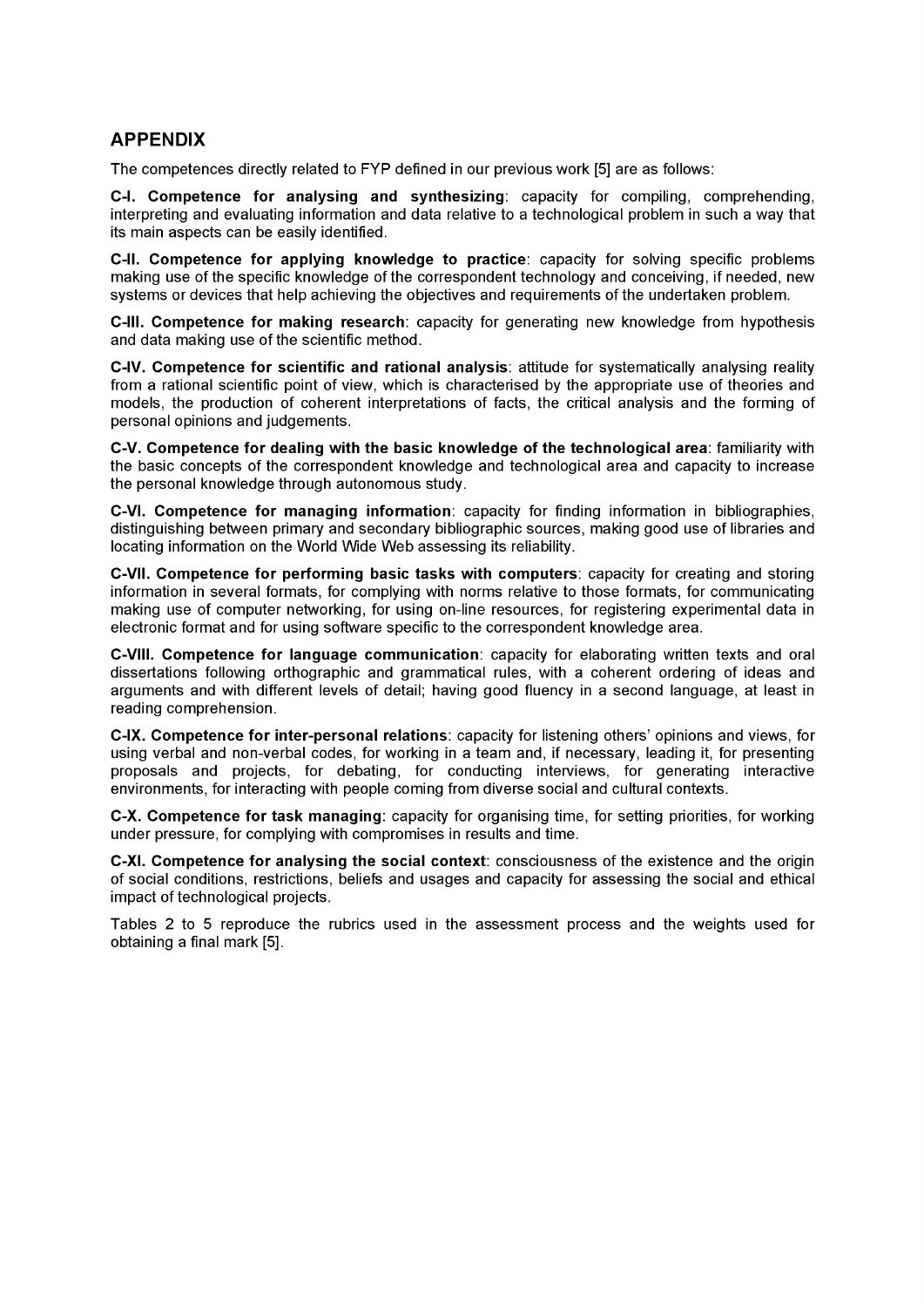## APPENDIX

The competences directly related to FYP defined in our previous work [5] are as follows:

**C-I. Competence for analysing and synthesizing**: capacity for compiling, comprehending, interpreting and evaluating information and data relative to a technological problem in such a way that its main aspects can be easily identified.

**C-II. Competence for applying knowledge to practice**: capacity for solving specific problems making use of the specific knowledge of the correspondent technology and conceiving, if needed, new systems or devices that help achieving the objectives and requirements of the undertaken problem.

**C-III. Competence for making research**: capacity for generating new knowledge from hypothesis and data making use of the scientific method.

**C-IV. Competence for scientific and rational analysis**: attitude for systematically analysing reality from a rational scientific point of view, which is characterised by the appropriate use of theories and models, the production of coherent interpretations of facts, the critical analysis and the forming of personal opinions and judgements.

**C-V. Competence for dealing with the basic knowledge of the technological area**: familiarity with the basic concepts of the correspondent knowledge and technological area and capacity to increase the personal knowledge through autonomous study.

**C-VI. Competence for managing information**: capacity for finding information in bibliographies, distinguishing between primary and secondary bibliographic sources, making good use of libraries and locating information on the World Wide Web assessing its reliability.

**C-VII. Competence for performing basic tasks with computers**: capacity for creating and storing information in several formats, for complying with norms relative to those formats, for communicating making use of computer networking, for using on-line resources, for registering experimental data in electronic format and for using software specific to the correspondent knowledge area.

**C-VIII. Competence for language communication**: capacity for elaborating written texts and oral dissertations following orthographic and grammatical rules, with a coherent ordering of ideas and arguments and with different levels of detail; having good fluency in a second language, at least in reading comprehension.

**C-IX. Competence for inter-personal relations**: capacity for listening others' opinions and views, for using verbal and non-verbal codes, for working in a team and, if necessary, leading it, for presenting proposals and projects, for debating, for conducting interviews, for generating interactive environments, for interacting with people coming from diverse social and cultural contexts.

**C-X. Competence for task managing**: capacity for organising time, for setting priorities, for working under pressure, for complying with compromises in results and time.

**C-XI. Competence for analysing the social context**: consciousness of the existence and the origin of social conditions, restrictions, beliefs and usages and capacity for assessing the social and ethical impact of technological projects.

Tables 2 to 5 reproduce the rubrics used in the assessment process and the weights used for obtaining a final mark [5].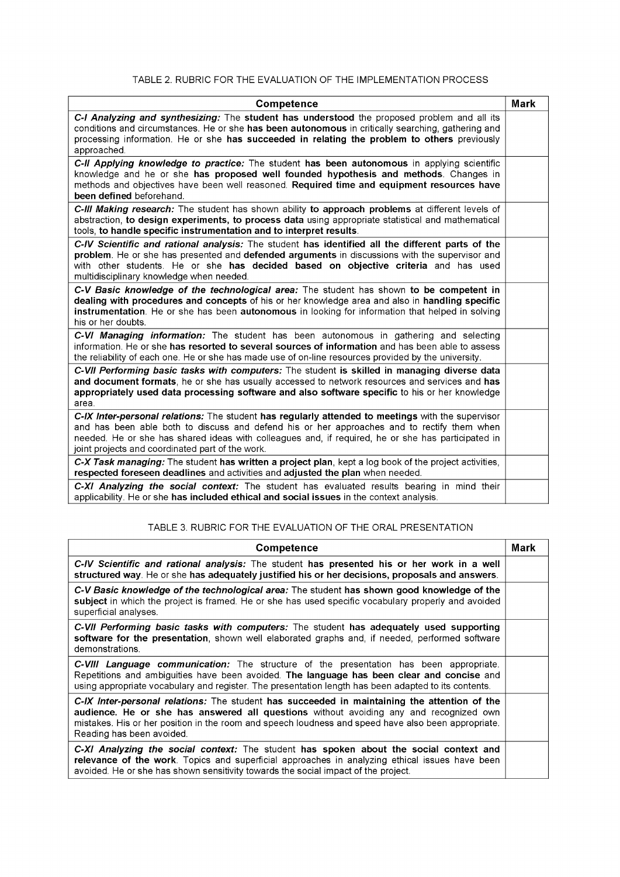TABLE 2. RUBRIC FOR THE EVALUATION OF THE IMPLEMENTATION PROCESS

| Competence | Mark |
| --- | --- |
| ***C-I Analyzing and synthesizing:*** The **student has understood** the proposed problem and all its conditions and circumstances. He or she **has been autonomous** in critically searching, gathering and processing information. He or she **has succeeded in relating the problem to others** previously approached. | |
| ***C-II Applying knowledge to practice:*** The student **has been autonomous** in applying scientific knowledge and he or she **has proposed well founded hypothesis and methods**. Changes in methods and objectives have been well reasoned. **Required time and equipment resources have been defined** beforehand. | |
| ***C-III Making research:*** The student has shown ability **to approach problems** at different levels of abstraction, **to design experiments, to process data** using appropriate statistical and mathematical tools, **to handle specific instrumentation and to interpret results**. | |
| ***C-IV Scientific and rational analysis:*** The student **has identified all the different parts of the problem**. He or she has presented and **defended arguments** in discussions with the supervisor and with other students. He or she **has decided based on objective criteria** and has used multidisciplinary knowledge when needed. | |
| ***C-V Basic knowledge of the technological area:*** The student has shown **to be competent in dealing with procedures and concepts** of his or her knowledge area and also in **handling specific instrumentation**. He or she has been **autonomous** in looking for information that helped in solving his or her doubts. | |
| ***C-VI Managing information:*** The student has been autonomous in gathering and selecting information. He or she **has resorted to several sources of information** and has been able to assess the reliability of each one. He or she has made use of on-line resources provided by the university. | |
| ***C-VII Performing basic tasks with computers:*** The student **is skilled in managing diverse data and document formats**, he or she has usually accessed to network resources and services and **has appropriately used data processing software and also software specific** to his or her knowledge area. | |
| ***C-IX Inter-personal relations:*** The student **has regularly attended to meetings** with the supervisor and has been able both to discuss and defend his or her approaches and to rectify them when needed. He or she has shared ideas with colleagues and, if required, he or she has participated in joint projects and coordinated part of the work. | |
| ***C-X Task managing:*** The student **has written a project plan**, kept a log book of the project activities, **respected foreseen deadlines** and activities and **adjusted the plan** when needed. | |
| ***C-XI Analyzing the social context:*** The student has evaluated results bearing in mind their applicability. He or she **has included ethical and social issues** in the context analysis. | |

TABLE 3. RUBRIC FOR THE EVALUATION OF THE ORAL PRESENTATION

| Competence | Mark |
| --- | --- |
| ***C-IV Scientific and rational analysis:*** The student **has presented his or her work in a well structured way**. He or she **has adequately justified his or her decisions, proposals and answers**. | |
| ***C-V Basic knowledge of the technological area:*** The student **has shown good knowledge of the subject** in which the project is framed. He or she has used specific vocabulary properly and avoided superficial analyses. | |
| ***C-VII Performing basic tasks with computers:*** The student **has adequately used supporting software for the presentation**, shown well elaborated graphs and, if needed, performed software demonstrations. | |
| ***C-VIII Language communication:*** The structure of the presentation has been appropriate. Repetitions and ambiguities have been avoided. **The language has been clear and concise** and using appropriate vocabulary and register. The presentation length has been adapted to its contents. | |
| ***C-IX Inter-personal relations:*** The student **has succeeded in maintaining the attention of the audience. He or she has answered all questions** without avoiding any and recognized own mistakes. His or her position in the room and speech loudness and speed have also been appropriate. Reading has been avoided. | |
| ***C-XI Analyzing the social context:*** The student **has spoken about the social context and relevance of the work**. Topics and superficial approaches in analyzing ethical issues have been avoided. He or she has shown sensitivity towards the social impact of the project. | |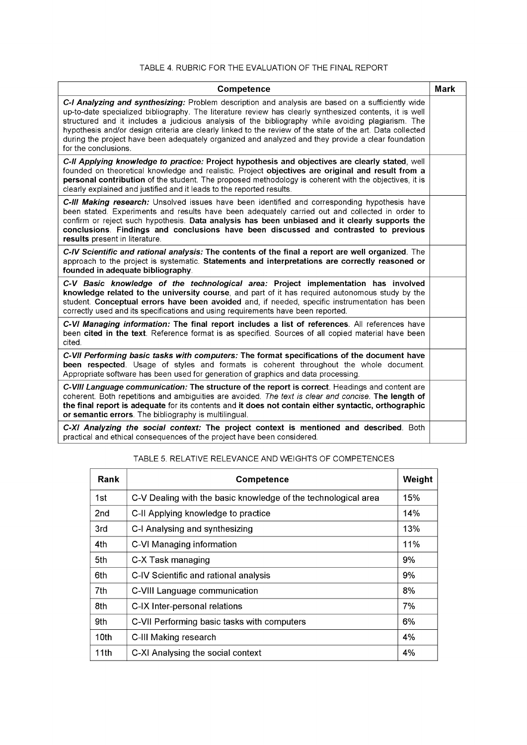TABLE 4. RUBRIC FOR THE EVALUATION OF THE FINAL REPORT

| Competence | Mark |
| --- | --- |
| ***C-I Analyzing and synthesizing:*** Problem description and analysis are based on a sufficiently wide up-to-date specialized bibliography. The literature review has clearly synthesized contents, it is well structured and it includes a judicious analysis of the bibliography while avoiding plagiarism. The hypothesis and/or design criteria are clearly linked to the review of the state of the art. Data collected during the project have been adequately organized and analyzed and they provide a clear foundation for the conclusions. | |
| ***C-II Applying knowledge to practice:*** **Project hypothesis and objectives are clearly stated**, well founded on theoretical knowledge and realistic. Project **objectives are original and result from a personal contribution** of the student. The proposed methodology is coherent with the objectives, it is clearly explained and justified and it leads to the reported results. | |
| ***C-III Making research:*** Unsolved issues have been identified and corresponding hypothesis have been stated. Experiments and results have been adequately carried out and collected in order to confirm or reject such hypothesis. **Data analysis has been unbiased and it clearly supports the conclusions. Findings and conclusions have been discussed and contrasted to previous results** present in literature. | |
| ***C-IV Scientific and rational analysis:*** **The contents of the final a report are well organized**. The approach to the project is systematic. **Statements and interpretations are correctly reasoned or founded in adequate bibliography**. | |
| ***C-V Basic knowledge of the technological area:*** **Project implementation has involved knowledge related to the university course**, and part of it has required autonomous study by the student. **Conceptual errors have been avoided** and, if needed, specific instrumentation has been correctly used and its specifications and using requirements have been reported. | |
| ***C-VI Managing information:*** **The final report includes a list of references**. All references have been **cited in the text**. Reference format is as specified. Sources of all copied material have been cited. | |
| ***C-VII Performing basic tasks with computers:*** **The format specifications of the document have been respected**. Usage of styles and formats is coherent throughout the whole document. Appropriate software has been used for generation of graphics and data processing. | |
| ***C-VIII Language communication:*** **The structure of the report is correct**. Headings and content are coherent. Both repetitions and ambiguities are avoided. *The text is clear and concise.* **The length of the final report is adequate** for its contents and **it does not contain either syntactic, orthographic or semantic errors**. The bibliography is multilingual. | |
| ***C-XI Analyzing the social context:*** **The project context is mentioned and described**. Both practical and ethical consequences of the project have been considered. | |

TABLE 5. RELATIVE RELEVANCE AND WEIGHTS OF COMPETENCES

| Rank | Competence | Weight |
| --- | --- | --- |
| 1st | C-V Dealing with the basic knowledge of the technological area | 15% |
| 2nd | C-II Applying knowledge to practice | 14% |
| 3rd | C-I Analysing and synthesizing | 13% |
| 4th | C-VI Managing information | 11% |
| 5th | C-X Task managing | 9% |
| 6th | C-IV Scientific and rational analysis | 9% |
| 7th | C-VIII Language communication | 8% |
| 8th | C-IX Inter-personal relations | 7% |
| 9th | C-VII Performing basic tasks with computers | 6% |
| 10th | C-III Making research | 4% |
| 11th | C-XI Analysing the social context | 4% |